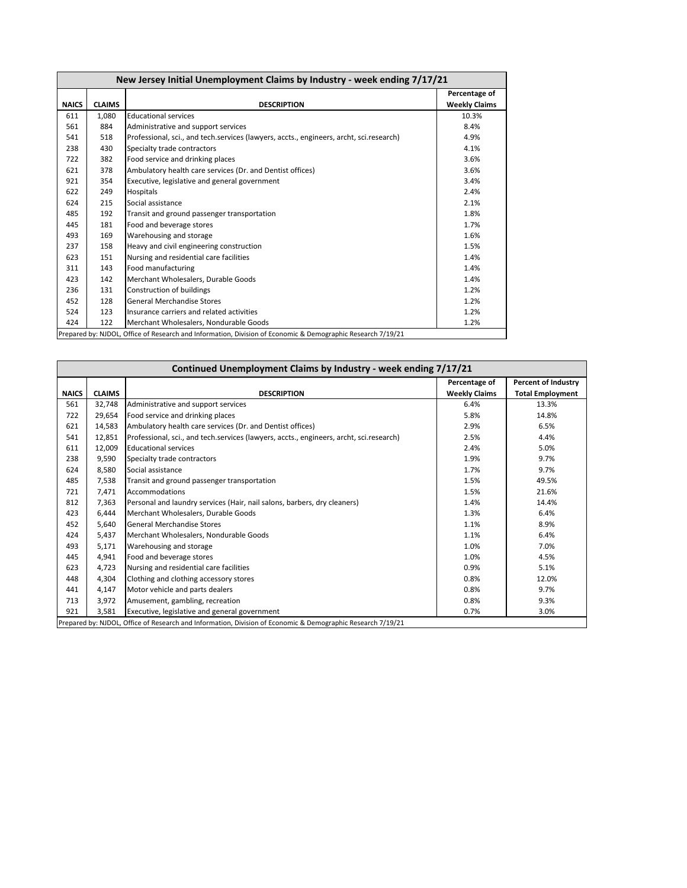## New Jersey Initial Unemployment Claims by Industry - week ending 7/17/21

| NAICS | CLAIMS | DESCRIPTION | Percentage of Weekly Claims |
|---|---|---|---|
| 611 | 1,080 | Educational services | 10.3% |
| 561 | 884 | Administrative and support services | 8.4% |
| 541 | 518 | Professional, sci., and tech.services (lawyers, accts., engineers, archt, sci.research) | 4.9% |
| 238 | 430 | Specialty trade contractors | 4.1% |
| 722 | 382 | Food service and drinking places | 3.6% |
| 621 | 378 | Ambulatory health care services (Dr. and Dentist offices) | 3.6% |
| 921 | 354 | Executive, legislative and general government | 3.4% |
| 622 | 249 | Hospitals | 2.4% |
| 624 | 215 | Social assistance | 2.1% |
| 485 | 192 | Transit and ground passenger transportation | 1.8% |
| 445 | 181 | Food and beverage stores | 1.7% |
| 493 | 169 | Warehousing and storage | 1.6% |
| 237 | 158 | Heavy and civil engineering construction | 1.5% |
| 623 | 151 | Nursing and residential care facilities | 1.4% |
| 311 | 143 | Food manufacturing | 1.4% |
| 423 | 142 | Merchant Wholesalers, Durable Goods | 1.4% |
| 236 | 131 | Construction of buildings | 1.2% |
| 452 | 128 | General Merchandise Stores | 1.2% |
| 524 | 123 | Insurance carriers and related activities | 1.2% |
| 424 | 122 | Merchant Wholesalers, Nondurable Goods | 1.2% |

Prepared by: NJDOL, Office of Research and Information, Division of Economic & Demographic Research 7/19/21

## Continued Unemployment Claims by Industry - week ending 7/17/21

| NAICS | CLAIMS | DESCRIPTION | Percentage of Weekly Claims | Percent of Industry Total Employment |
|---|---|---|---|---|
| 561 | 32,748 | Administrative and support services | 6.4% | 13.3% |
| 722 | 29,654 | Food service and drinking places | 5.8% | 14.8% |
| 621 | 14,583 | Ambulatory health care services (Dr. and Dentist offices) | 2.9% | 6.5% |
| 541 | 12,851 | Professional, sci., and tech.services (lawyers, accts., engineers, archt, sci.research) | 2.5% | 4.4% |
| 611 | 12,009 | Educational services | 2.4% | 5.0% |
| 238 | 9,590 | Specialty trade contractors | 1.9% | 9.7% |
| 624 | 8,580 | Social assistance | 1.7% | 9.7% |
| 485 | 7,538 | Transit and ground passenger transportation | 1.5% | 49.5% |
| 721 | 7,471 | Accommodations | 1.5% | 21.6% |
| 812 | 7,363 | Personal and laundry services (Hair, nail salons, barbers, dry cleaners) | 1.4% | 14.4% |
| 423 | 6,444 | Merchant Wholesalers, Durable Goods | 1.3% | 6.4% |
| 452 | 5,640 | General Merchandise Stores | 1.1% | 8.9% |
| 424 | 5,437 | Merchant Wholesalers, Nondurable Goods | 1.1% | 6.4% |
| 493 | 5,171 | Warehousing and storage | 1.0% | 7.0% |
| 445 | 4,941 | Food and beverage stores | 1.0% | 4.5% |
| 623 | 4,723 | Nursing and residential care facilities | 0.9% | 5.1% |
| 448 | 4,304 | Clothing and clothing accessory stores | 0.8% | 12.0% |
| 441 | 4,147 | Motor vehicle and parts dealers | 0.8% | 9.7% |
| 713 | 3,972 | Amusement, gambling, recreation | 0.8% | 9.3% |
| 921 | 3,581 | Executive, legislative and general government | 0.7% | 3.0% |

Prepared by: NJDOL, Office of Research and Information, Division of Economic & Demographic Research 7/19/21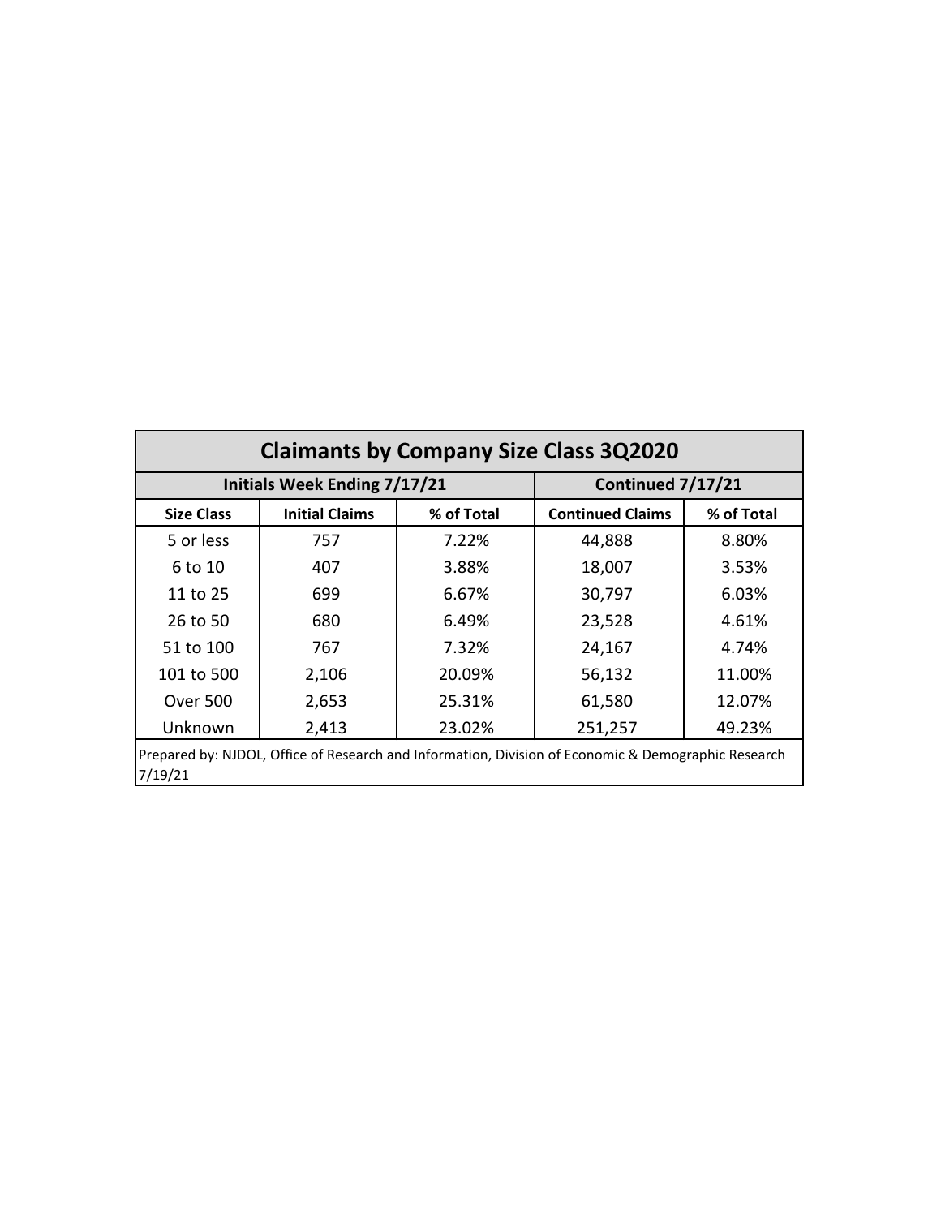## Claimants by Company Size Class 3Q2020

| Initials Week Ending 7/17/21 | | | Continued 7/17/21 | |
|---|---|---|---|---|
| **Size Class** | **Initial Claims** | **% of Total** | **Continued Claims** | **% of Total** |
| 5 or less | 757 | 7.22% | 44,888 | 8.80% |
| 6 to 10 | 407 | 3.88% | 18,007 | 3.53% |
| 11 to 25 | 699 | 6.67% | 30,797 | 6.03% |
| 26 to 50 | 680 | 6.49% | 23,528 | 4.61% |
| 51 to 100 | 767 | 7.32% | 24,167 | 4.74% |
| 101 to 500 | 2,106 | 20.09% | 56,132 | 11.00% |
| Over 500 | 2,653 | 25.31% | 61,580 | 12.07% |
| Unknown | 2,413 | 23.02% | 251,257 | 49.23% |

Prepared by: NJDOL, Office of Research and Information, Division of Economic & Demographic Research 7/19/21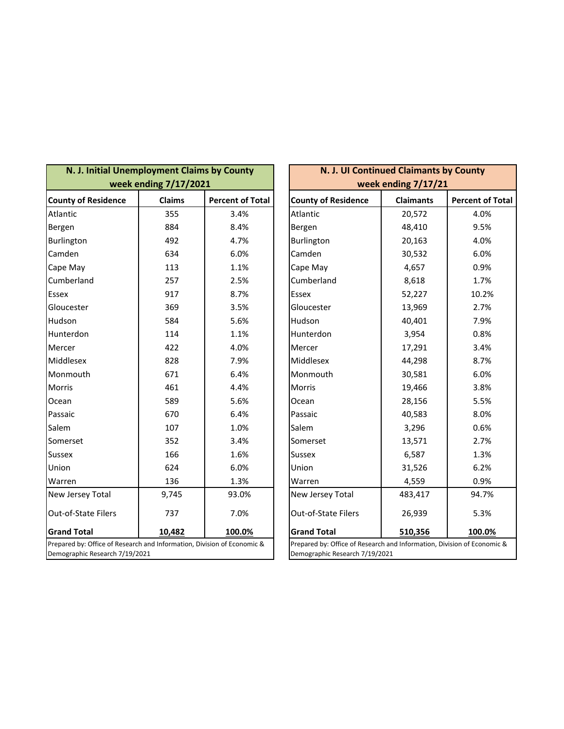## N. J. Initial Unemployment Claims by County week ending 7/17/2021

| County of Residence | Claims | Percent of Total |
|---|---|---|
| Atlantic | 355 | 3.4% |
| Bergen | 884 | 8.4% |
| Burlington | 492 | 4.7% |
| Camden | 634 | 6.0% |
| Cape May | 113 | 1.1% |
| Cumberland | 257 | 2.5% |
| Essex | 917 | 8.7% |
| Gloucester | 369 | 3.5% |
| Hudson | 584 | 5.6% |
| Hunterdon | 114 | 1.1% |
| Mercer | 422 | 4.0% |
| Middlesex | 828 | 7.9% |
| Monmouth | 671 | 6.4% |
| Morris | 461 | 4.4% |
| Ocean | 589 | 5.6% |
| Passaic | 670 | 6.4% |
| Salem | 107 | 1.0% |
| Somerset | 352 | 3.4% |
| Sussex | 166 | 1.6% |
| Union | 624 | 6.0% |
| Warren | 136 | 1.3% |
| New Jersey Total | 9,745 | 93.0% |
| Out-of-State Filers | 737 | 7.0% |
| **Grand Total** | **10,482** | **100.0%** |

Prepared by: Office of Research and Information, Division of Economic & Demographic Research 7/19/2021

## N. J. UI Continued Claimants by County week ending 7/17/21

| County of Residence | Claimants | Percent of Total |
|---|---|---|
| Atlantic | 20,572 | 4.0% |
| Bergen | 48,410 | 9.5% |
| Burlington | 20,163 | 4.0% |
| Camden | 30,532 | 6.0% |
| Cape May | 4,657 | 0.9% |
| Cumberland | 8,618 | 1.7% |
| Essex | 52,227 | 10.2% |
| Gloucester | 13,969 | 2.7% |
| Hudson | 40,401 | 7.9% |
| Hunterdon | 3,954 | 0.8% |
| Mercer | 17,291 | 3.4% |
| Middlesex | 44,298 | 8.7% |
| Monmouth | 30,581 | 6.0% |
| Morris | 19,466 | 3.8% |
| Ocean | 28,156 | 5.5% |
| Passaic | 40,583 | 8.0% |
| Salem | 3,296 | 0.6% |
| Somerset | 13,571 | 2.7% |
| Sussex | 6,587 | 1.3% |
| Union | 31,526 | 6.2% |
| Warren | 4,559 | 0.9% |
| New Jersey Total | 483,417 | 94.7% |
| Out-of-State Filers | 26,939 | 5.3% |
| **Grand Total** | **510,356** | **100.0%** |

Prepared by: Office of Research and Information, Division of Economic & Demographic Research 7/19/2021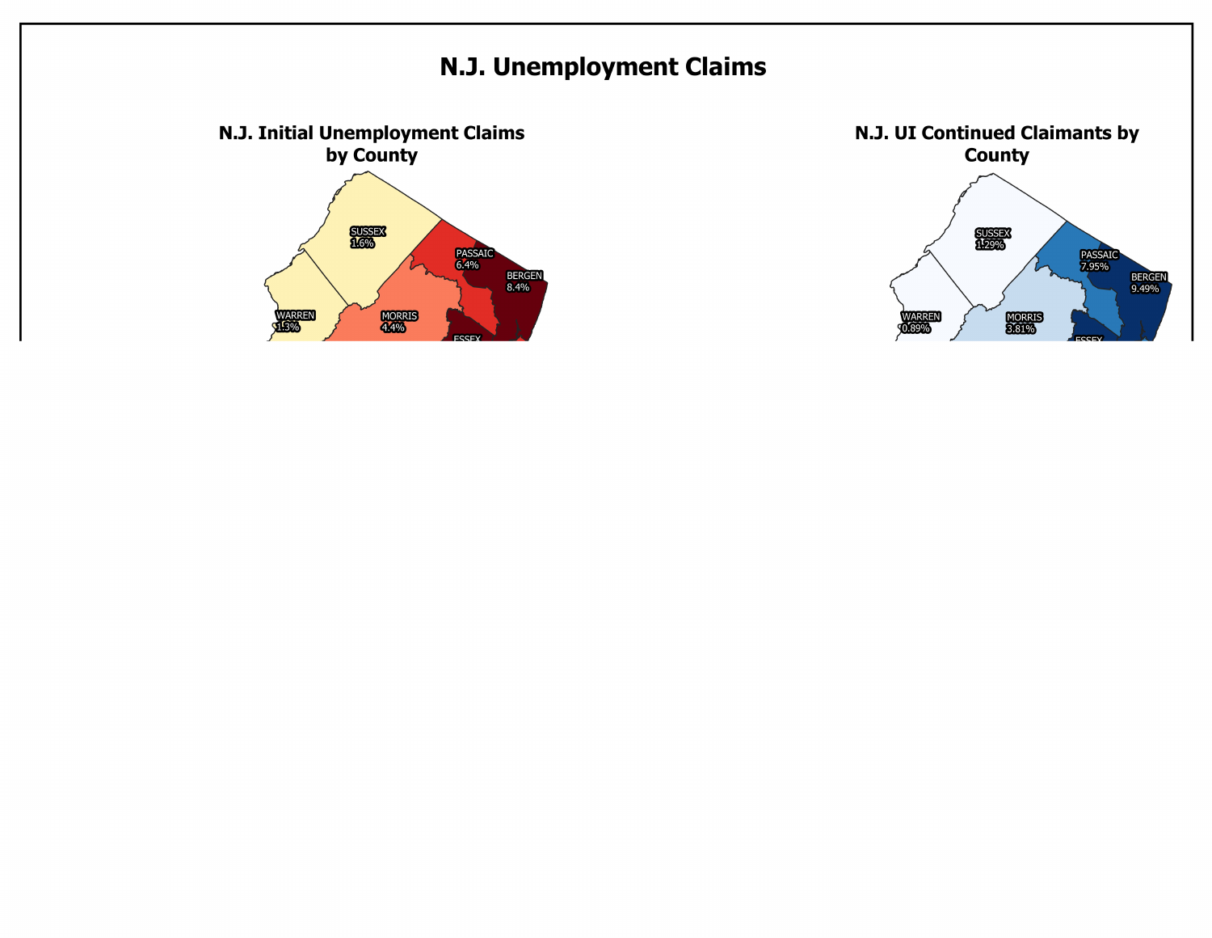# N.J. Unemployment Claims

## N.J. Initial Unemployment Claims by County

SUSSEX
1.6%

PASSAIC
6.4%

BERGEN
8.4%

WARREN
1.3%

MORRIS
4.4%

ESSEX

## N.J. UI Continued Claimants by County

SUSSEX
1.29%

PASSAIC
7.95%

BERGEN
9.49%

WARREN
0.89%

MORRIS
3.81%

ESSEX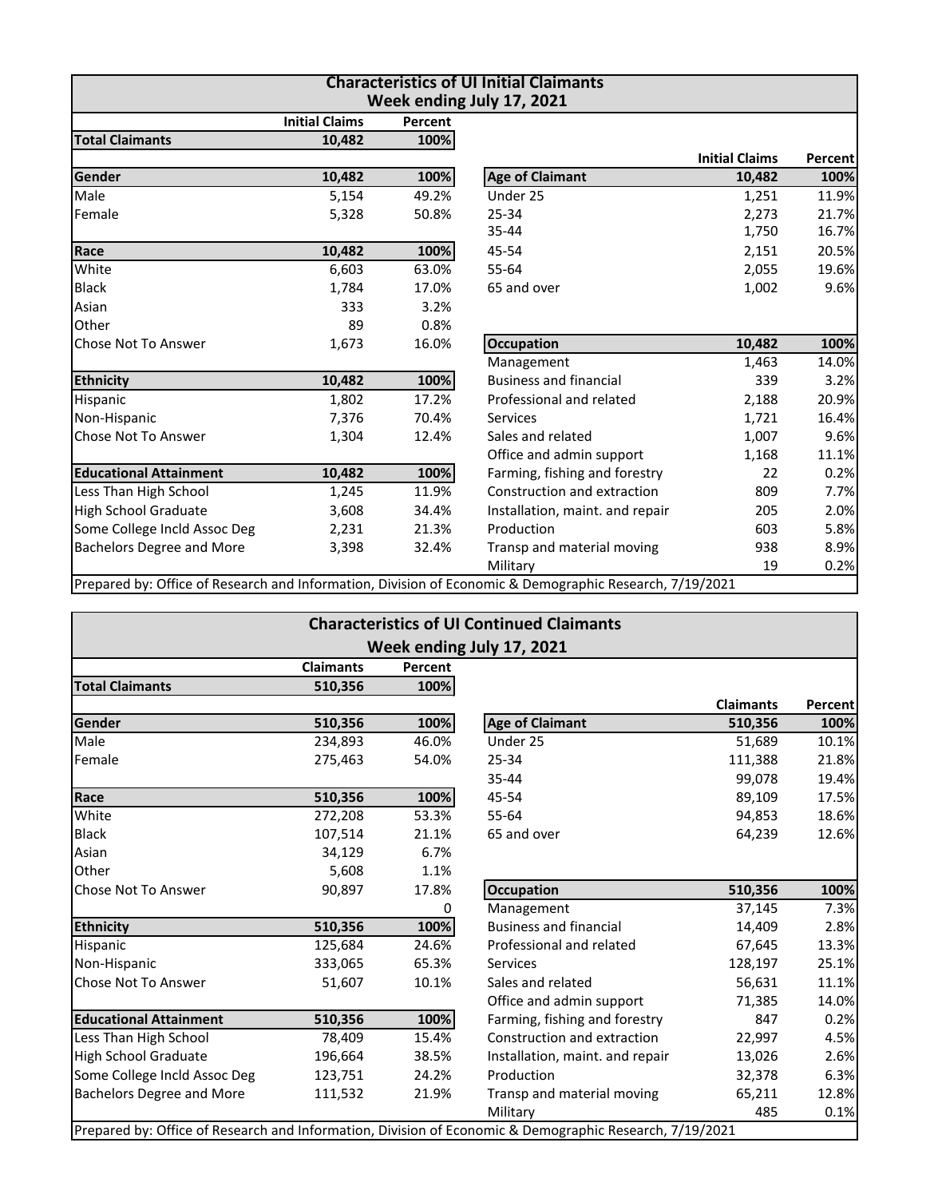## Characteristics of UI Initial Claimants
### Week ending July 17, 2021

| | Initial Claims | Percent |
|---|---|---|
| **Total Claimants** | **10,482** | **100%** |

| **Gender** | **10,482** | **100%** |
|---|---|---|
| Male | 5,154 | 49.2% |
| Female | 5,328 | 50.8% |

| **Race** | **10,482** | **100%** |
|---|---|---|
| White | 6,603 | 63.0% |
| Black | 1,784 | 17.0% |
| Asian | 333 | 3.2% |
| Other | 89 | 0.8% |
| Chose Not To Answer | 1,673 | 16.0% |

| **Ethnicity** | **10,482** | **100%** |
|---|---|---|
| Hispanic | 1,802 | 17.2% |
| Non-Hispanic | 7,376 | 70.4% |
| Chose Not To Answer | 1,304 | 12.4% |

| **Educational Attainment** | **10,482** | **100%** |
|---|---|---|
| Less Than High School | 1,245 | 11.9% |
| High School Graduate | 3,608 | 34.4% |
| Some College Incld Assoc Deg | 2,231 | 21.3% |
| Bachelors Degree and More | 3,398 | 32.4% |

| **Age of Claimant** | **Initial Claims 10,482** | **Percent 100%** |
|---|---|---|
| Under 25 | 1,251 | 11.9% |
| 25-34 | 2,273 | 21.7% |
| 35-44 | 1,750 | 16.7% |
| 45-54 | 2,151 | 20.5% |
| 55-64 | 2,055 | 19.6% |
| 65 and over | 1,002 | 9.6% |

| **Occupation** | **10,482** | **100%** |
|---|---|---|
| Management | 1,463 | 14.0% |
| Business and financial | 339 | 3.2% |
| Professional and related | 2,188 | 20.9% |
| Services | 1,721 | 16.4% |
| Sales and related | 1,007 | 9.6% |
| Office and admin support | 1,168 | 11.1% |
| Farming, fishing and forestry | 22 | 0.2% |
| Construction and extraction | 809 | 7.7% |
| Installation, maint. and repair | 205 | 2.0% |
| Production | 603 | 5.8% |
| Transp and material moving | 938 | 8.9% |
| Military | 19 | 0.2% |

Prepared by: Office of Research and Information, Division of Economic & Demographic Research, 7/19/2021

## Characteristics of UI Continued Claimants
### Week ending July 17, 2021

| | Claimants | Percent |
|---|---|---|
| **Total Claimants** | **510,356** | **100%** |

| **Gender** | **510,356** | **100%** |
|---|---|---|
| Male | 234,893 | 46.0% |
| Female | 275,463 | 54.0% |

| **Race** | **510,356** | **100%** |
|---|---|---|
| White | 272,208 | 53.3% |
| Black | 107,514 | 21.1% |
| Asian | 34,129 | 6.7% |
| Other | 5,608 | 1.1% |
| Chose Not To Answer | 90,897 | 17.8% |
| | | 0 |

| **Ethnicity** | **510,356** | **100%** |
|---|---|---|
| Hispanic | 125,684 | 24.6% |
| Non-Hispanic | 333,065 | 65.3% |
| Chose Not To Answer | 51,607 | 10.1% |

| **Educational Attainment** | **510,356** | **100%** |
|---|---|---|
| Less Than High School | 78,409 | 15.4% |
| High School Graduate | 196,664 | 38.5% |
| Some College Incld Assoc Deg | 123,751 | 24.2% |
| Bachelors Degree and More | 111,532 | 21.9% |

| **Age of Claimant** | **Claimants 510,356** | **Percent 100%** |
|---|---|---|
| Under 25 | 51,689 | 10.1% |
| 25-34 | 111,388 | 21.8% |
| 35-44 | 99,078 | 19.4% |
| 45-54 | 89,109 | 17.5% |
| 55-64 | 94,853 | 18.6% |
| 65 and over | 64,239 | 12.6% |

| **Occupation** | **510,356** | **100%** |
|---|---|---|
| Management | 37,145 | 7.3% |
| Business and financial | 14,409 | 2.8% |
| Professional and related | 67,645 | 13.3% |
| Services | 128,197 | 25.1% |
| Sales and related | 56,631 | 11.1% |
| Office and admin support | 71,385 | 14.0% |
| Farming, fishing and forestry | 847 | 0.2% |
| Construction and extraction | 22,997 | 4.5% |
| Installation, maint. and repair | 13,026 | 2.6% |
| Production | 32,378 | 6.3% |
| Transp and material moving | 65,211 | 12.8% |
| Military | 485 | 0.1% |

Prepared by: Office of Research and Information, Division of Economic & Demographic Research, 7/19/2021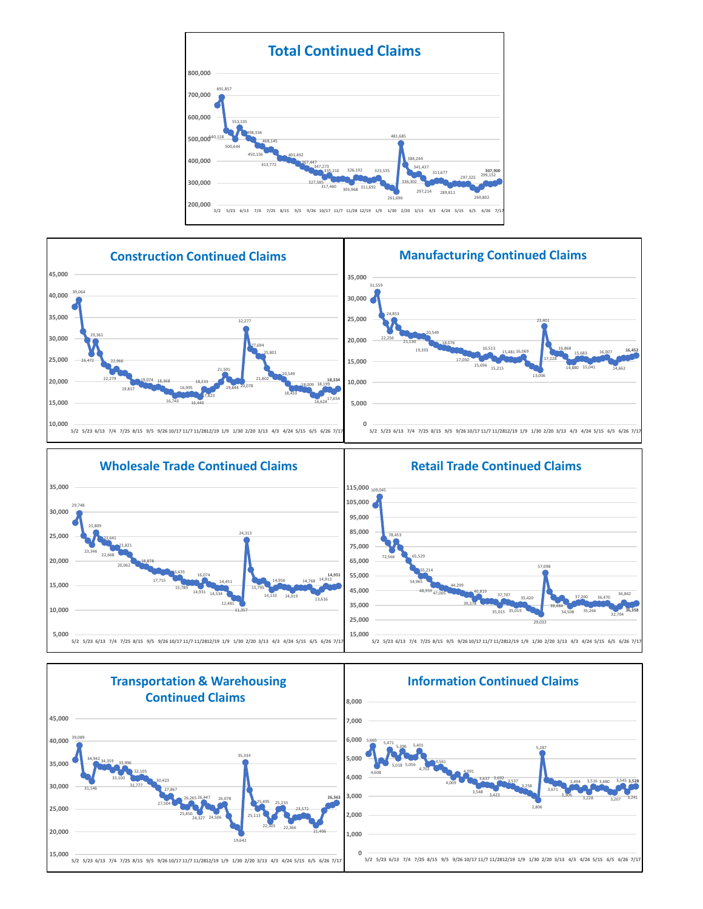## Total Continued Claims

800,000
700,000
600,000
500,000
400,000
300,000
200,000

691,857
640,118
553,335
500,644
498,334
468,145
450,156
413,772
401,492
367,447
347,273
327,585
335,210
317,460
326,192
303,968
311,692
323,535
261,696
481,685
384,244
336,302
341,437
297,214
311,677
289,811
297,325
269,802
299,152
307,900

5/2 5/23 6/13 7/4 7/25 8/15 9/5 9/26 10/17 11/7 11/28 12/19 1/9 1/30 2/20 3/13 4/3 4/24 5/15 6/5 6/26 7/17

## Construction Continued Claims

45,000
40,000
35,000
30,000
25,000
20,000
15,000
10,000

39,064
29,361
26,472
22,966
22,279
19,817
19,074
18,368
16,743
16,995
16,440
18,233
17,823
21,591
19,844
20,078
32,277
27,694
25,801
21,802
20,549
18,410
18,009
18,199
16,624
17,654
18,334

5/2 5/23 6/13 7/4 7/25 8/15 9/5 9/26 10/17 11/7 11/28 12/19 1/9 1/30 2/20 3/13 4/3 4/24 5/15 6/5 6/26 7/17

## Manufacturing Continued Claims

35,000
30,000
25,000
20,000
15,000
10,000
5,000
0

31,559
24,853
22,256
21,130
20,549
19,393
18,076
17,050
16,513
15,696
15,215
15,481
16,069
13,006
23,401
17,228
16,868
14,880
15,683
15,041
16,007
14,662
16,452

5/2 5/23 6/13 7/4 7/25 8/15 9/5 9/26 10/17 11/7 11/28 12/19 1/9 1/30 2/20 3/13 4/3 4/24 5/15 6/5 6/26 7/17

## Wholesale Trade Continued Claims

35,000
30,000
25,000
20,000
15,000
10,000
5,000

29,748
25,809
23,346
23,641
22,668
21,821
20,062
18,878
17,715
16,635
15,789
16,074
14,931
14,534
14,451
12,481
11,357
24,313
15,795
14,133
14,956
14,019
14,768
14,913
13,616
14,951

5/2 5/23 6/13 7/4 7/25 8/15 9/5 9/26 10/17 11/7 11/28 12/19 1/9 1/30 2/20 3/13 4/3 4/24 5/15 6/5 6/26 7/17

## Retail Trade Continued Claims

115,000
105,000
95,000
85,000
75,000
65,000
55,000
45,000
35,000
25,000
15,000

109,045
78,453
72,566
65,529
55,214
54,965
48,959
47,005
44,299
39,378
40,819
37,707
35,015
35,019
35,420
29,033
57,098
38,484
34,508
37,260
35,266
36,470
32,704
36,842
36,358

5/2 5/23 6/13 7/4 7/25 8/15 9/5 9/26 10/17 11/7 11/28 12/19 1/9 1/30 2/20 3/13 4/3 4/24 5/15 6/5 6/26 7/17

## Transportation & Warehousing Continued Claims

45,000
40,000
35,000
30,000
25,000
20,000
15,000

39,089
34,942
34,359
31,146
33,100
33,996
32,105
31,777
30,423
27,867
27,504
26,265
26,447
25,450
24,327
24,506
26,078
19,642
35,334
25,495
25,113
22,305
25,233
22,366
23,572
21,406
26,363

5/2 5/23 6/13 7/4 7/25 8/15 9/5 9/26 10/17 11/7 11/28 12/19 1/9 1/30 2/20 3/13 4/3 4/24 5/15 6/5 6/26 7/17

## Information Continued Claims

8,000
7,000
6,000
5,000
4,000
3,000
2,000
1,000
0

5,665
4,608
5,471
5,018
5,396
5,056
5,401
4,702
4,561
4,009
4,091
3,548
3,637
3,692
3,423
3,537
3,258
2,806
5,287
3,671
3,306
3,494
3,228
3,516
3,480
3,207
3,545
3,241
3,528

5/2 5/23 6/13 7/4 7/25 8/15 9/5 9/26 10/17 11/7 11/28 12/19 1/9 1/30 2/20 3/13 4/3 4/24 5/15 6/5 6/26 7/17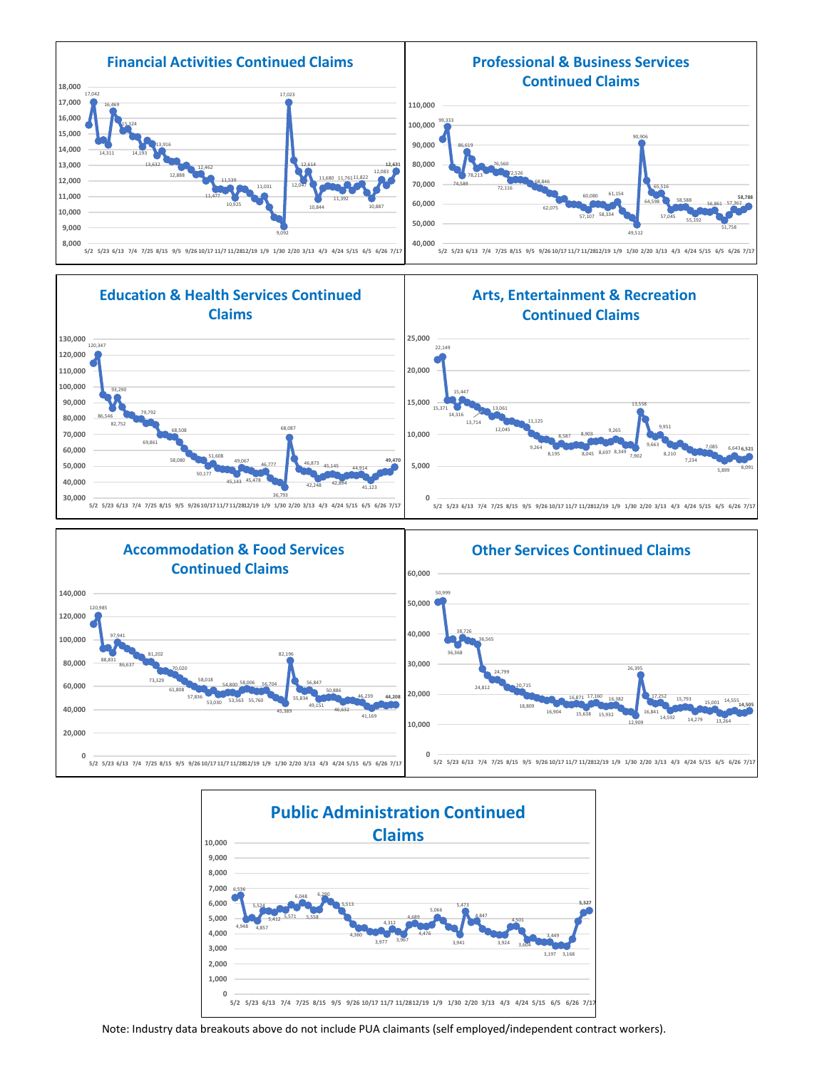## Financial Activities Continued Claims

18,000
17,000
16,000
15,000
14,000
13,000
12,000
11,000
10,000
9,000
8,000

17,042
16,469
15,324
14,311
14,193
13,916
13,632
12,888
12,462
11,477
11,539
10,925
11,031
9,092
17,023
12,614
12,047
10,844
11,680
11,392
11,761
11,822
10,887
12,083
12,631

5/2 5/23 6/13 7/4 7/25 8/15 9/5 9/26 10/17 11/7 11/28 12/19 1/9 1/30 2/20 3/13 4/3 4/24 5/15 6/5 6/26 7/17

## Professional & Business Services Continued Claims

110,000
100,000
90,000
80,000
70,000
60,000
50,000
40,000

99,333
74,589
86,619
78,213
76,560
72,116
72,526
68,846
62,075
60,080
57,107
58,334
61,154
49,512
90,906
64,598
65,516
57,045
58,588
55,192
56,861
51,758
57,362
58,788

5/2 5/23 6/13 7/4 7/25 8/15 9/5 9/26 10/17 11/7 11/28 12/19 1/9 1/30 2/20 3/13 4/3 4/24 5/15 6/5 6/26 7/17

## Education & Health Services Continued Claims

130,000
120,000
110,000
100,000
90,000
80,000
70,000
60,000
50,000
40,000
30,000

120,347
86,546
93,290
82,752
79,792
69,861
68,508
58,080
50,177
51,608
45,143
49,067
45,478
46,777
36,793
68,087
46,873
42,248
45,145
42,894
44,914
41,123
49,470

5/2 5/23 6/13 7/4 7/25 8/15 9/5 9/26 10/17 11/7 11/28 12/19 1/9 1/30 2/20 3/13 4/3 4/24 5/15 6/5 6/26 7/17

## Arts, Entertainment & Recreation Continued Claims

25,000
20,000
15,000
10,000
5,000
0

22,149
15,371
14,316
15,447
13,714
13,061
12,045
11,125
9,264
8,195
8,587
8,045
8,903
8,697
9,265
8,349
7,902
13,558
9,663
9,951
8,210
7,234
7,085
5,899
6,643
6,091
6,521

5/2 5/23 6/13 7/4 7/25 8/15 9/5 9/26 10/17 11/7 11/28 12/19 1/9 1/30 2/20 3/13 4/3 4/24 5/15 6/5 6/26 7/17

## Accommodation & Food Services Continued Claims

140,000
120,000
100,000
80,000
60,000
40,000
20,000
0

120,985
88,831
97,941
86,637
81,202
73,329
70,020
61,808
57,836
58,018
53,030
54,800
53,563
58,006
55,760
56,704
45,389
82,196
55,834
56,847
49,151
50,886
46,632
46,239
41,169
44,208

5/2 5/23 6/13 7/4 7/25 8/15 9/5 9/26 10/17 11/7 11/28 12/19 1/9 1/30 2/20 3/13 4/3 4/24 5/15 6/5 6/26 7/17

## Other Services Continued Claims

60,000
50,000
40,000
30,000
20,000
10,000
0

50,999
36,368
38,726
36,565
24,812
24,799
20,715
18,809
16,904
16,871
15,638
17,160
15,932
16,382
12,909
26,395
16,841
17,252
14,592
15,793
14,279
15,001
13,264
14,555
14,505

5/2 5/23 6/13 7/4 7/25 8/15 9/5 9/26 10/17 11/7 11/28 12/19 1/9 1/30 2/20 3/13 4/3 4/24 5/15 6/5 6/26 7/17

## Public Administration Continued Claims

10,000
9,000
8,000
7,000
6,000
5,000
4,000
3,000
2,000
1,000
0

6,536
4,948
5,524
4,857
5,412
5,571
6,048
5,558
6,290
5,913
4,360
3,977
4,312
3,967
4,689
4,476
5,066
3,941
5,473
4,847
3,924
4,501
3,604
3,197
3,449
3,168
5,527

5/2 5/23 6/13 7/4 7/25 8/15 9/5 9/26 10/17 11/7 11/28 12/19 1/9 1/30 2/20 3/13 4/3 4/24 5/15 6/5 6/26 7/17

Note: Industry data breakouts above do not include PUA claimants (self employed/independent contract workers).